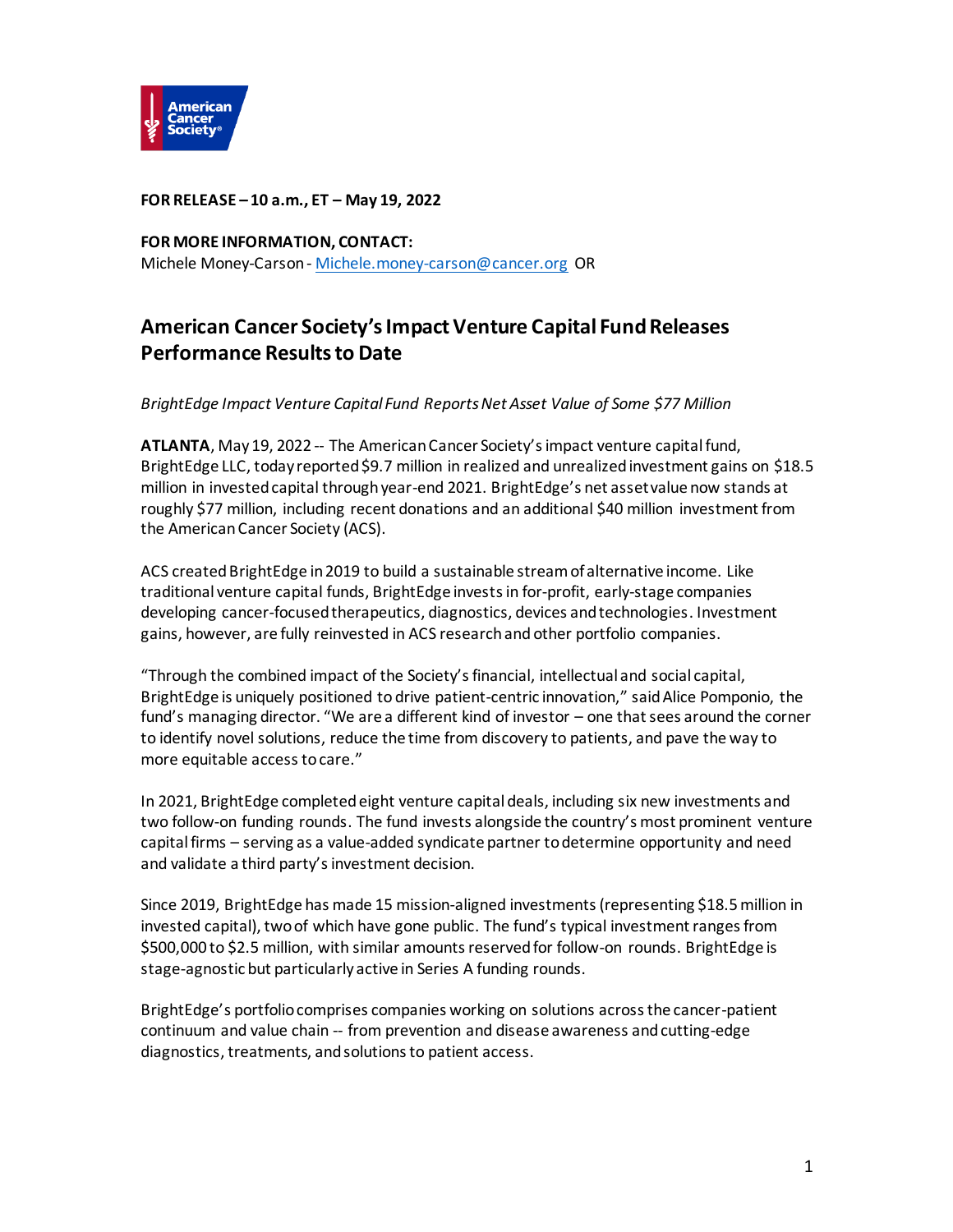**FOR RELEASE – 10 a.m., ET – May 19, 2022**

**FOR MORE INFORMATION, CONTACT:**
Michele Money-Carson - Michele.money-carson@cancer.org OR

## American Cancer Society's Impact Venture Capital Fund Releases Performance Results to Date

*BrightEdge Impact Venture Capital Fund Reports Net Asset Value of Some $77 Million*

**ATLANTA**, May 19, 2022 -- The American Cancer Society's impact venture capital fund, BrightEdge LLC, today reported $9.7 million in realized and unrealized investment gains on $18.5 million in invested capital through year-end 2021. BrightEdge's net asset value now stands at roughly $77 million, including recent donations and an additional $40 million investment from the American Cancer Society (ACS).

ACS created BrightEdge in 2019 to build a sustainable stream of alternative income. Like traditional venture capital funds, BrightEdge invests in for-profit, early-stage companies developing cancer-focused therapeutics, diagnostics, devices and technologies. Investment gains, however, are fully reinvested in ACS research and other portfolio companies.

"Through the combined impact of the Society's financial, intellectual and social capital, BrightEdge is uniquely positioned to drive patient-centric innovation," said Alice Pomponio, the fund's managing director. "We are a different kind of investor – one that sees around the corner to identify novel solutions, reduce the time from discovery to patients, and pave the way to more equitable access to care."

In 2021, BrightEdge completed eight venture capital deals, including six new investments and two follow-on funding rounds. The fund invests alongside the country's most prominent venture capital firms – serving as a value-added syndicate partner to determine opportunity and need and validate a third party's investment decision.

Since 2019, BrightEdge has made 15 mission-aligned investments (representing $18.5 million in invested capital), two of which have gone public. The fund's typical investment ranges from $500,000 to $2.5 million, with similar amounts reserved for follow-on rounds. BrightEdge is stage-agnostic but particularly active in Series A funding rounds.

BrightEdge's portfolio comprises companies working on solutions across the cancer-patient continuum and value chain -- from prevention and disease awareness and cutting-edge diagnostics, treatments, and solutions to patient access.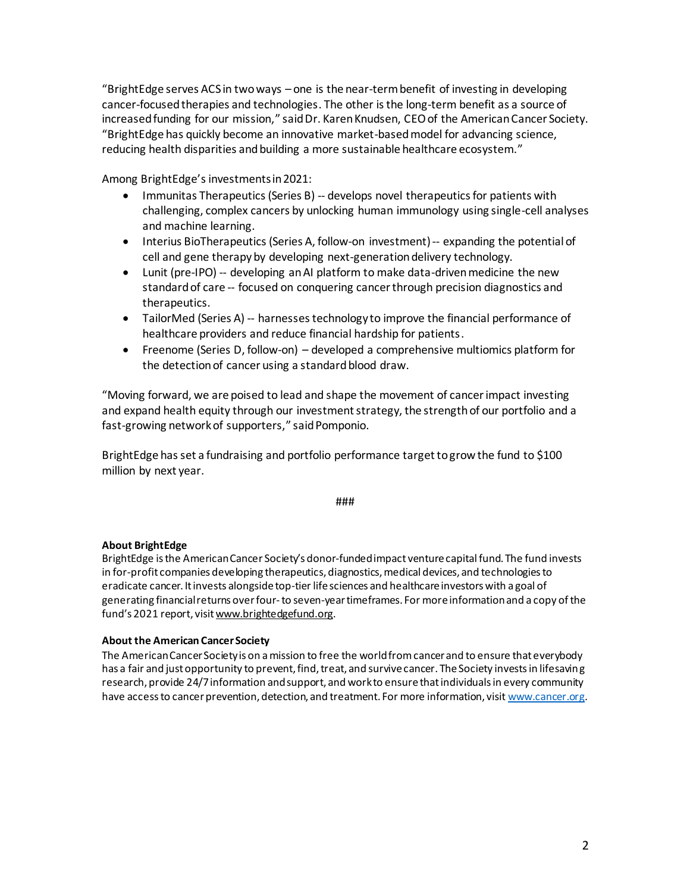"BrightEdge serves ACS in two ways – one is the near-term benefit of investing in developing cancer-focused therapies and technologies. The other is the long-term benefit as a source of increased funding for our mission," said Dr. Karen Knudsen, CEO of the American Cancer Society. "BrightEdge has quickly become an innovative market-based model for advancing science, reducing health disparities and building a more sustainable healthcare ecosystem."

Among BrightEdge's investments in 2021:

- Immunitas Therapeutics (Series B) -- develops novel therapeutics for patients with challenging, complex cancers by unlocking human immunology using single-cell analyses and machine learning.
- Interius BioTherapeutics (Series A, follow-on investment) -- expanding the potential of cell and gene therapy by developing next-generation delivery technology.
- Lunit (pre-IPO) -- developing an AI platform to make data-driven medicine the new standard of care -- focused on conquering cancer through precision diagnostics and therapeutics.
- TailorMed (Series A) -- harnesses technology to improve the financial performance of healthcare providers and reduce financial hardship for patients.
- Freenome (Series D, follow-on) – developed a comprehensive multiomics platform for the detection of cancer using a standard blood draw.

"Moving forward, we are poised to lead and shape the movement of cancer impact investing and expand health equity through our investment strategy, the strength of our portfolio and a fast-growing network of supporters," said Pomponio.

BrightEdge has set a fundraising and portfolio performance target to grow the fund to $100 million by next year.

###

**About BrightEdge**

BrightEdge is the American Cancer Society's donor-funded impact venture capital fund. The fund invests in for-profit companies developing therapeutics, diagnostics, medical devices, and technologies to eradicate cancer. It invests alongside top-tier life sciences and healthcare investors with a goal of generating financial returns over four- to seven-year timeframes. For more information and a copy of the fund's 2021 report, visit www.brightedgefund.org.

**About the American Cancer Society**

The American Cancer Society is on a mission to free the world from cancer and to ensure that everybody has a fair and just opportunity to prevent, find, treat, and survive cancer. The Society invests in lifesaving research, provide 24/7 information and support, and work to ensure that individuals in every community have access to cancer prevention, detection, and treatment. For more information, visit www.cancer.org.